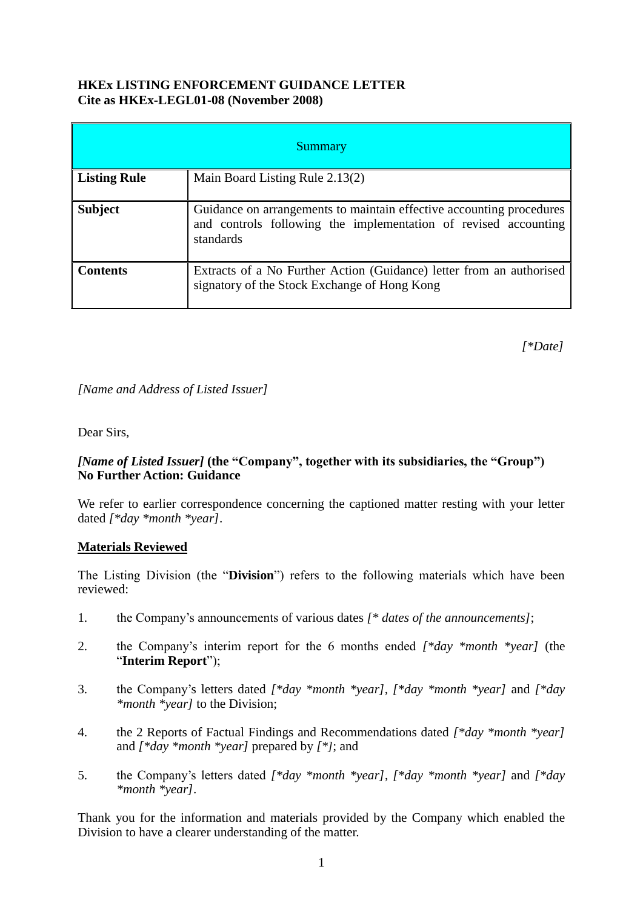**HKEx LISTING ENFORCEMENT GUIDANCE LETTER**
**Cite as HKEx-LEGL01-08 (November 2008)**

| Summary | |
|---|---|
| **Listing Rule** | Main Board Listing Rule 2.13(2) |
| **Subject** | Guidance on arrangements to maintain effective accounting procedures and controls following the implementation of revised accounting standards |
| **Contents** | Extracts of a No Further Action (Guidance) letter from an authorised signatory of the Stock Exchange of Hong Kong |

*[*Date]*

*[Name and Address of Listed Issuer]*

Dear Sirs,

***[Name of Listed Issuer]*** **(the "Company", together with its subsidiaries, the "Group")**
**No Further Action: Guidance**

We refer to earlier correspondence concerning the captioned matter resting with your letter dated *[*day *month *year]*.

**<u>Materials Reviewed</u>**

The Listing Division (the "**Division**") refers to the following materials which have been reviewed:

1. the Company's announcements of various dates *[* dates of the announcements]*;

2. the Company's interim report for the 6 months ended *[*day *month *year]* (the "**Interim Report**");

3. the Company's letters dated *[*day *month *year]*, *[*day *month *year]* and *[*day *month *year]* to the Division;

4. the 2 Reports of Factual Findings and Recommendations dated *[*day *month *year]* and *[*day *month *year]* prepared by *[*]*; and

5. the Company's letters dated *[*day *month *year]*, *[*day *month *year]* and *[*day *month *year]*.

Thank you for the information and materials provided by the Company which enabled the Division to have a clearer understanding of the matter.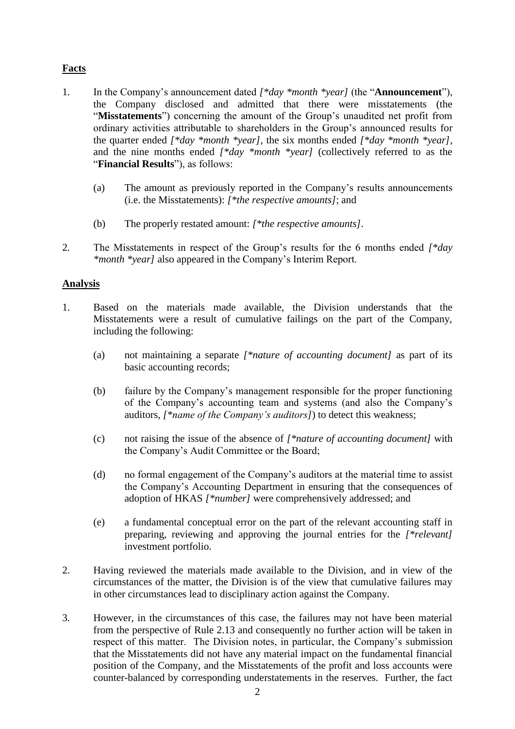**Facts**

1. In the Company's announcement dated *[*day *month *year]* (the "**Announcement**"), the Company disclosed and admitted that there were misstatements (the "**Misstatements**") concerning the amount of the Group's unaudited net profit from ordinary activities attributable to shareholders in the Group's announced results for the quarter ended *[*day *month *year]*, the six months ended *[*day *month *year]*, and the nine months ended *[*day *month *year]* (collectively referred to as the "**Financial Results**"), as follows:

   (a) The amount as previously reported in the Company's results announcements (i.e. the Misstatements): *[*the respective amounts]*; and

   (b) The properly restated amount: *[*the respective amounts]*.

2. The Misstatements in respect of the Group's results for the 6 months ended *[*day *month *year]* also appeared in the Company's Interim Report.

**Analysis**

1. Based on the materials made available, the Division understands that the Misstatements were a result of cumulative failings on the part of the Company, including the following:

   (a) not maintaining a separate *[*nature of accounting document]* as part of its basic accounting records;

   (b) failure by the Company's management responsible for the proper functioning of the Company's accounting team and systems (and also the Company's auditors, *[*name of the Company's auditors]*) to detect this weakness;

   (c) not raising the issue of the absence of *[*nature of accounting document]* with the Company's Audit Committee or the Board;

   (d) no formal engagement of the Company's auditors at the material time to assist the Company's Accounting Department in ensuring that the consequences of adoption of HKAS *[*number]* were comprehensively addressed; and

   (e) a fundamental conceptual error on the part of the relevant accounting staff in preparing, reviewing and approving the journal entries for the *[*relevant]* investment portfolio.

2. Having reviewed the materials made available to the Division, and in view of the circumstances of the matter, the Division is of the view that cumulative failures may in other circumstances lead to disciplinary action against the Company.

3. However, in the circumstances of this case, the failures may not have been material from the perspective of Rule 2.13 and consequently no further action will be taken in respect of this matter. The Division notes, in particular, the Company's submission that the Misstatements did not have any material impact on the fundamental financial position of the Company, and the Misstatements of the profit and loss accounts were counter-balanced by corresponding understatements in the reserves. Further, the fact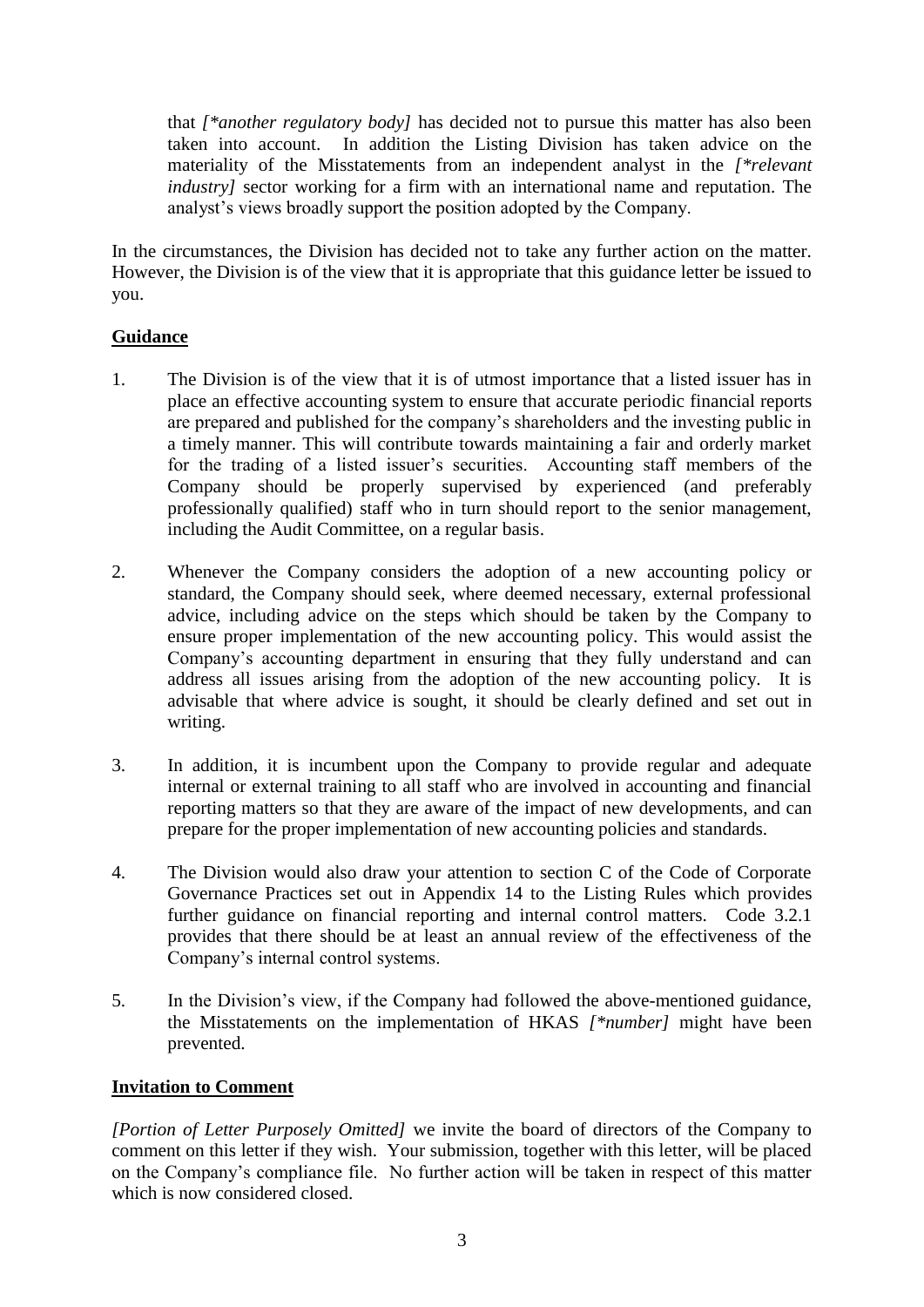that *[*another regulatory body]* has decided not to pursue this matter has also been taken into account. In addition the Listing Division has taken advice on the materiality of the Misstatements from an independent analyst in the *[*relevant industry]* sector working for a firm with an international name and reputation. The analyst's views broadly support the position adopted by the Company.

In the circumstances, the Division has decided not to take any further action on the matter. However, the Division is of the view that it is appropriate that this guidance letter be issued to you.

**Guidance**

1. The Division is of the view that it is of utmost importance that a listed issuer has in place an effective accounting system to ensure that accurate periodic financial reports are prepared and published for the company's shareholders and the investing public in a timely manner. This will contribute towards maintaining a fair and orderly market for the trading of a listed issuer's securities. Accounting staff members of the Company should be properly supervised by experienced (and preferably professionally qualified) staff who in turn should report to the senior management, including the Audit Committee, on a regular basis.

2. Whenever the Company considers the adoption of a new accounting policy or standard, the Company should seek, where deemed necessary, external professional advice, including advice on the steps which should be taken by the Company to ensure proper implementation of the new accounting policy. This would assist the Company's accounting department in ensuring that they fully understand and can address all issues arising from the adoption of the new accounting policy. It is advisable that where advice is sought, it should be clearly defined and set out in writing.

3. In addition, it is incumbent upon the Company to provide regular and adequate internal or external training to all staff who are involved in accounting and financial reporting matters so that they are aware of the impact of new developments, and can prepare for the proper implementation of new accounting policies and standards.

4. The Division would also draw your attention to section C of the Code of Corporate Governance Practices set out in Appendix 14 to the Listing Rules which provides further guidance on financial reporting and internal control matters. Code 3.2.1 provides that there should be at least an annual review of the effectiveness of the Company's internal control systems.

5. In the Division's view, if the Company had followed the above-mentioned guidance, the Misstatements on the implementation of HKAS *[*number]* might have been prevented.

**Invitation to Comment**

*[Portion of Letter Purposely Omitted]* we invite the board of directors of the Company to comment on this letter if they wish. Your submission, together with this letter, will be placed on the Company's compliance file. No further action will be taken in respect of this matter which is now considered closed.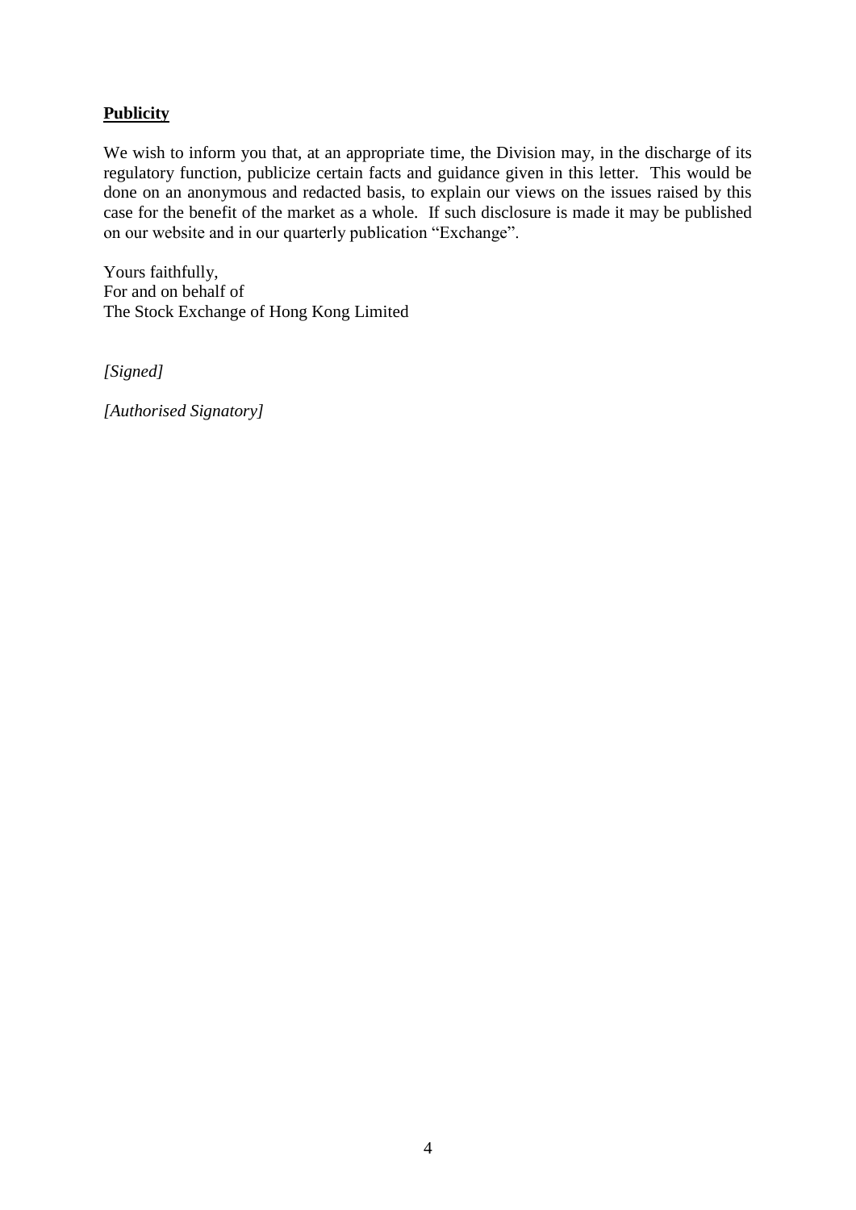## **Publicity**

We wish to inform you that, at an appropriate time, the Division may, in the discharge of its regulatory function, publicize certain facts and guidance given in this letter. This would be done on an anonymous and redacted basis, to explain our views on the issues raised by this case for the benefit of the market as a whole. If such disclosure is made it may be published on our website and in our quarterly publication "Exchange".

Yours faithfully,
For and on behalf of
The Stock Exchange of Hong Kong Limited

*[Signed]*

*[Authorised Signatory]*